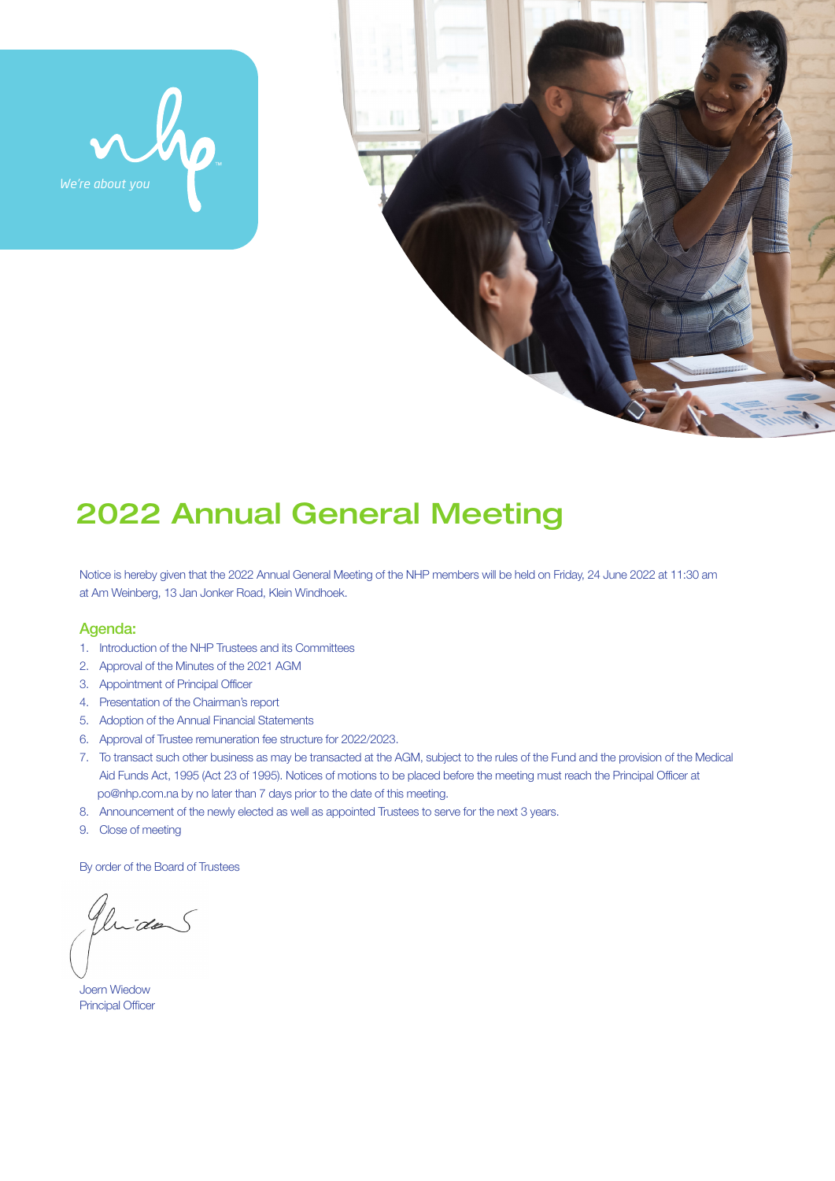We're about you

# 2022 Annual General Meeting

Notice is hereby given that the 2022 Annual General Meeting of the NHP members will be held on Friday, 24 June 2022 at 11:30 am at Am Weinberg, 13 Jan Jonker Road, Klein Windhoek.

## Agenda:

1. Introduction of the NHP Trustees and its Committees
2. Approval of the Minutes of the 2021 AGM
3. Appointment of Principal Officer
4. Presentation of the Chairman's report
5. Adoption of the Annual Financial Statements
6. Approval of Trustee remuneration fee structure for 2022/2023.
7. To transact such other business as may be transacted at the AGM, subject to the rules of the Fund and the provision of the Medical Aid Funds Act, 1995 (Act 23 of 1995). Notices of motions to be placed before the meeting must reach the Principal Officer at po@nhp.com.na by no later than 7 days prior to the date of this meeting.
8. Announcement of the newly elected as well as appointed Trustees to serve for the next 3 years.
9. Close of meeting

By order of the Board of Trustees

Joern Wiedow
Principal Officer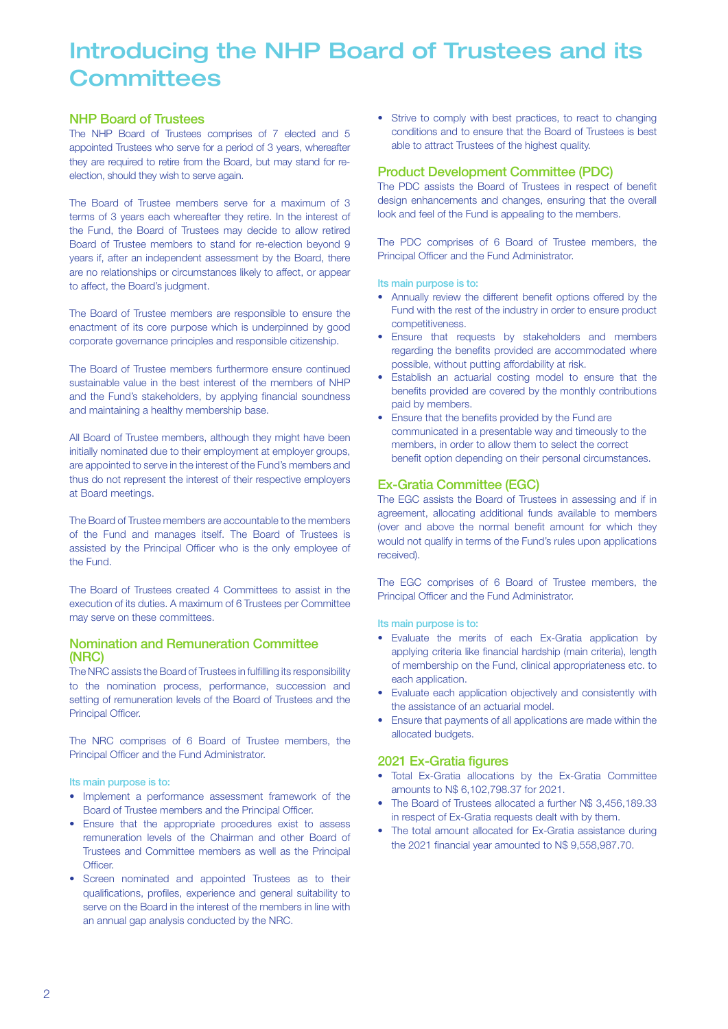# Introducing the NHP Board of Trustees and its Committees

## NHP Board of Trustees

The NHP Board of Trustees comprises of 7 elected and 5 appointed Trustees who serve for a period of 3 years, whereafter they are required to retire from the Board, but may stand for re-election, should they wish to serve again.

The Board of Trustee members serve for a maximum of 3 terms of 3 years each whereafter they retire. In the interest of the Fund, the Board of Trustees may decide to allow retired Board of Trustee members to stand for re-election beyond 9 years if, after an independent assessment by the Board, there are no relationships or circumstances likely to affect, or appear to affect, the Board's judgment.

The Board of Trustee members are responsible to ensure the enactment of its core purpose which is underpinned by good corporate governance principles and responsible citizenship.

The Board of Trustee members furthermore ensure continued sustainable value in the best interest of the members of NHP and the Fund's stakeholders, by applying financial soundness and maintaining a healthy membership base.

All Board of Trustee members, although they might have been initially nominated due to their employment at employer groups, are appointed to serve in the interest of the Fund's members and thus do not represent the interest of their respective employers at Board meetings.

The Board of Trustee members are accountable to the members of the Fund and manages itself. The Board of Trustees is assisted by the Principal Officer who is the only employee of the Fund.

The Board of Trustees created 4 Committees to assist in the execution of its duties. A maximum of 6 Trustees per Committee may serve on these committees.

## Nomination and Remuneration Committee (NRC)

The NRC assists the Board of Trustees in fulfilling its responsibility to the nomination process, performance, succession and setting of remuneration levels of the Board of Trustees and the Principal Officer.

The NRC comprises of 6 Board of Trustee members, the Principal Officer and the Fund Administrator.

Its main purpose is to:

- Implement a performance assessment framework of the Board of Trustee members and the Principal Officer.
- Ensure that the appropriate procedures exist to assess remuneration levels of the Chairman and other Board of Trustees and Committee members as well as the Principal Officer.
- Screen nominated and appointed Trustees as to their qualifications, profiles, experience and general suitability to serve on the Board in the interest of the members in line with an annual gap analysis conducted by the NRC.
- Strive to comply with best practices, to react to changing conditions and to ensure that the Board of Trustees is best able to attract Trustees of the highest quality.

## Product Development Committee (PDC)

The PDC assists the Board of Trustees in respect of benefit design enhancements and changes, ensuring that the overall look and feel of the Fund is appealing to the members.

The PDC comprises of 6 Board of Trustee members, the Principal Officer and the Fund Administrator.

Its main purpose is to:

- Annually review the different benefit options offered by the Fund with the rest of the industry in order to ensure product competitiveness.
- Ensure that requests by stakeholders and members regarding the benefits provided are accommodated where possible, without putting affordability at risk.
- Establish an actuarial costing model to ensure that the benefits provided are covered by the monthly contributions paid by members.
- Ensure that the benefits provided by the Fund are communicated in a presentable way and timeously to the members, in order to allow them to select the correct benefit option depending on their personal circumstances.

## Ex-Gratia Committee (EGC)

The EGC assists the Board of Trustees in assessing and if in agreement, allocating additional funds available to members (over and above the normal benefit amount for which they would not qualify in terms of the Fund's rules upon applications received).

The EGC comprises of 6 Board of Trustee members, the Principal Officer and the Fund Administrator.

Its main purpose is to:

- Evaluate the merits of each Ex-Gratia application by applying criteria like financial hardship (main criteria), length of membership on the Fund, clinical appropriateness etc. to each application.
- Evaluate each application objectively and consistently with the assistance of an actuarial model.
- Ensure that payments of all applications are made within the allocated budgets.

## 2021 Ex-Gratia figures

- Total Ex-Gratia allocations by the Ex-Gratia Committee amounts to N$ 6,102,798.37 for 2021.
- The Board of Trustees allocated a further N$ 3,456,189.33 in respect of Ex-Gratia requests dealt with by them.
- The total amount allocated for Ex-Gratia assistance during the 2021 financial year amounted to N$ 9,558,987.70.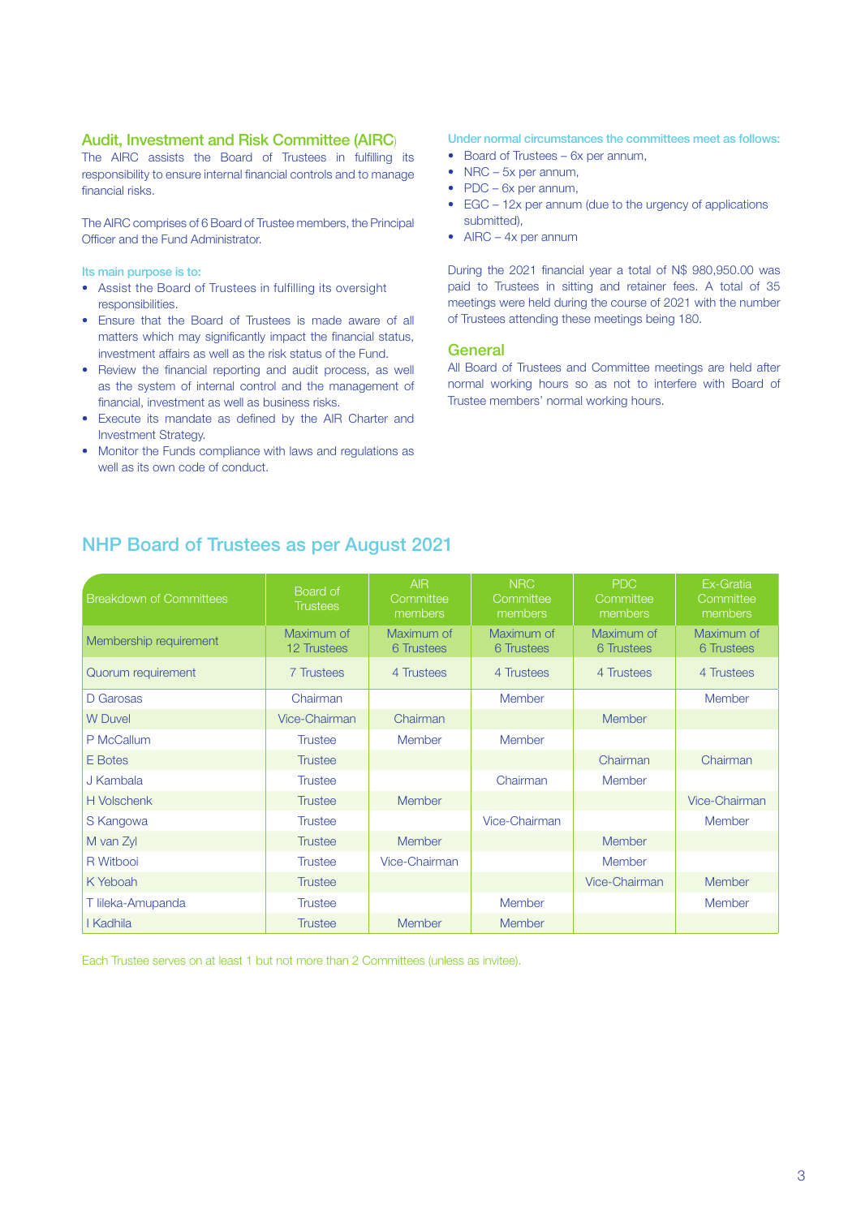## Audit, Investment and Risk Committee (AIRC)

The AIRC assists the Board of Trustees in fulfilling its responsibility to ensure internal financial controls and to manage financial risks.

The AIRC comprises of 6 Board of Trustee members, the Principal Officer and the Fund Administrator.

Its main purpose is to:

- Assist the Board of Trustees in fulfilling its oversight responsibilities.
- Ensure that the Board of Trustees is made aware of all matters which may significantly impact the financial status, investment affairs as well as the risk status of the Fund.
- Review the financial reporting and audit process, as well as the system of internal control and the management of financial, investment as well as business risks.
- Execute its mandate as defined by the AIR Charter and Investment Strategy.
- Monitor the Funds compliance with laws and regulations as well as its own code of conduct.

Under normal circumstances the committees meet as follows:

- Board of Trustees – 6x per annum,
- NRC – 5x per annum,
- PDC – 6x per annum,
- EGC – 12x per annum (due to the urgency of applications submitted),
- AIRC – 4x per annum

During the 2021 financial year a total of N$ 980,950.00 was paid to Trustees in sitting and retainer fees. A total of 35 meetings were held during the course of 2021 with the number of Trustees attending these meetings being 180.

## General

All Board of Trustees and Committee meetings are held after normal working hours so as not to interfere with Board of Trustee members' normal working hours.

## NHP Board of Trustees as per August 2021

| Breakdown of Committees | Board of Trustees | AIR Committee members | NRC Committee members | PDC Committee members | Ex-Gratia Committee members |
|---|---|---|---|---|---|
| Membership requirement | Maximum of 12 Trustees | Maximum of 6 Trustees | Maximum of 6 Trustees | Maximum of 6 Trustees | Maximum of 6 Trustees |
| Quorum requirement | 7 Trustees | 4 Trustees | 4 Trustees | 4 Trustees | 4 Trustees |
| D Garosas | Chairman | | Member | | Member |
| W Duvel | Vice-Chairman | Chairman | | Member | |
| P McCallum | Trustee | Member | Member | | |
| E Botes | Trustee | | | Chairman | Chairman |
| J Kambala | Trustee | | Chairman | Member | |
| H Volschenk | Trustee | Member | | | Vice-Chairman |
| S Kangowa | Trustee | | Vice-Chairman | | Member |
| M van Zyl | Trustee | Member | | Member | |
| R Witbooi | Trustee | Vice-Chairman | | Member | |
| K Yeboah | Trustee | | | Vice-Chairman | Member |
| T Iileka-Amupanda | Trustee | | Member | | Member |
| I Kadhila | Trustee | Member | Member | | |

Each Trustee serves on at least 1 but not more than 2 Committees (unless as invitee).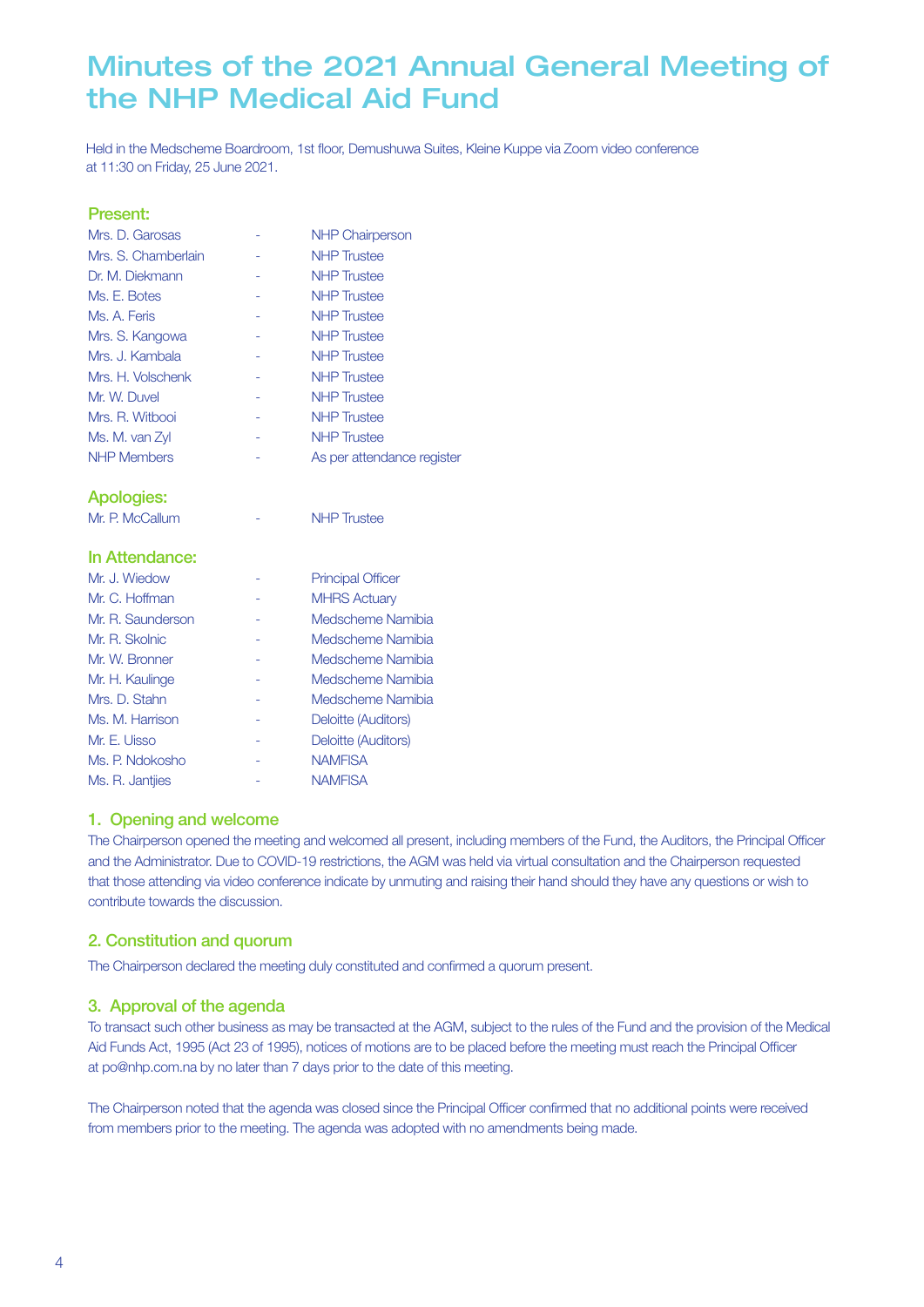# Minutes of the 2021 Annual General Meeting of the NHP Medical Aid Fund

Held in the Medscheme Boardroom, 1st floor, Demushuwa Suites, Kleine Kuppe via Zoom video conference at 11:30 on Friday, 25 June 2021.

### Present:

| | | |
|---|---|---|
| Mrs. D. Garosas | - | NHP Chairperson |
| Mrs. S. Chamberlain | - | NHP Trustee |
| Dr. M. Diekmann | - | NHP Trustee |
| Ms. E. Botes | - | NHP Trustee |
| Ms. A. Feris | - | NHP Trustee |
| Mrs. S. Kangowa | - | NHP Trustee |
| Mrs. J. Kambala | - | NHP Trustee |
| Mrs. H. Volschenk | - | NHP Trustee |
| Mr. W. Duvel | - | NHP Trustee |
| Mrs. R. Witbooi | - | NHP Trustee |
| Ms. M. van Zyl | - | NHP Trustee |
| NHP Members | - | As per attendance register |

### Apologies:

| | | |
|---|---|---|
| Mr. P. McCallum | - | NHP Trustee |

### In Attendance:

| | | |
|---|---|---|
| Mr. J. Wiedow | - | Principal Officer |
| Mr. C. Hoffman | - | MHRS Actuary |
| Mr. R. Saunderson | - | Medscheme Namibia |
| Mr. R. Skolnic | - | Medscheme Namibia |
| Mr. W. Bronner | - | Medscheme Namibia |
| Mr. H. Kaulinge | - | Medscheme Namibia |
| Mrs. D. Stahn | - | Medscheme Namibia |
| Ms. M. Harrison | - | Deloitte (Auditors) |
| Mr. E. Uisso | - | Deloitte (Auditors) |
| Ms. P. Ndokosho | - | NAMFISA |
| Ms. R. Jantjies | - | NAMFISA |

### 1. Opening and welcome

The Chairperson opened the meeting and welcomed all present, including members of the Fund, the Auditors, the Principal Officer and the Administrator. Due to COVID-19 restrictions, the AGM was held via virtual consultation and the Chairperson requested that those attending via video conference indicate by unmuting and raising their hand should they have any questions or wish to contribute towards the discussion.

### 2. Constitution and quorum

The Chairperson declared the meeting duly constituted and confirmed a quorum present.

### 3. Approval of the agenda

To transact such other business as may be transacted at the AGM, subject to the rules of the Fund and the provision of the Medical Aid Funds Act, 1995 (Act 23 of 1995), notices of motions are to be placed before the meeting must reach the Principal Officer at po@nhp.com.na by no later than 7 days prior to the date of this meeting.

The Chairperson noted that the agenda was closed since the Principal Officer confirmed that no additional points were received from members prior to the meeting. The agenda was adopted with no amendments being made.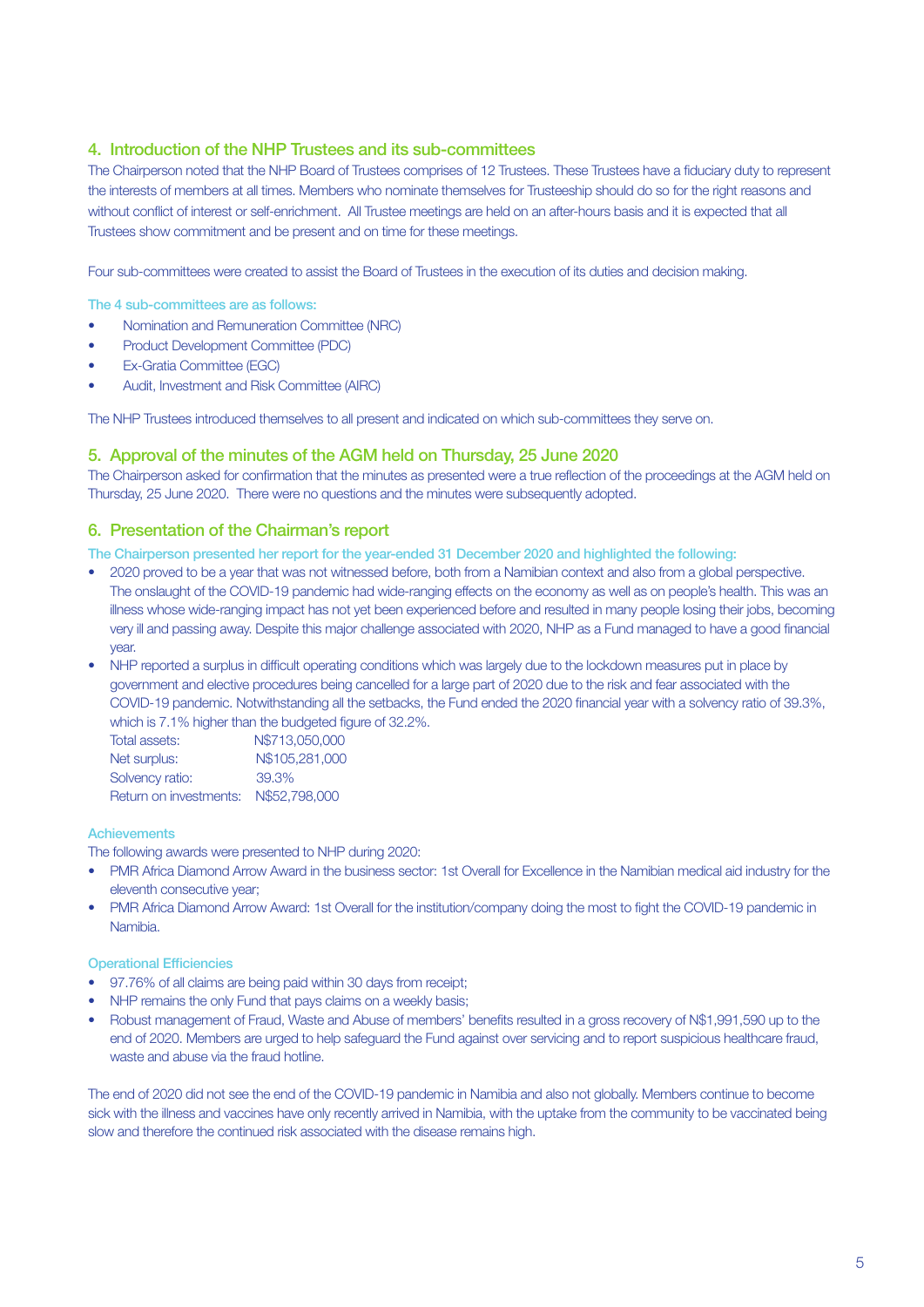## 4. Introduction of the NHP Trustees and its sub-committees

The Chairperson noted that the NHP Board of Trustees comprises of 12 Trustees. These Trustees have a fiduciary duty to represent the interests of members at all times. Members who nominate themselves for Trusteeship should do so for the right reasons and without conflict of interest or self-enrichment. All Trustee meetings are held on an after-hours basis and it is expected that all Trustees show commitment and be present and on time for these meetings.

Four sub-committees were created to assist the Board of Trustees in the execution of its duties and decision making.

The 4 sub-committees are as follows:

- Nomination and Remuneration Committee (NRC)
- Product Development Committee (PDC)
- Ex-Gratia Committee (EGC)
- Audit, Investment and Risk Committee (AIRC)

The NHP Trustees introduced themselves to all present and indicated on which sub-committees they serve on.

## 5. Approval of the minutes of the AGM held on Thursday, 25 June 2020

The Chairperson asked for confirmation that the minutes as presented were a true reflection of the proceedings at the AGM held on Thursday, 25 June 2020. There were no questions and the minutes were subsequently adopted.

## 6. Presentation of the Chairman's report

The Chairperson presented her report for the year-ended 31 December 2020 and highlighted the following:

- 2020 proved to be a year that was not witnessed before, both from a Namibian context and also from a global perspective. The onslaught of the COVID-19 pandemic had wide-ranging effects on the economy as well as on people's health. This was an illness whose wide-ranging impact has not yet been experienced before and resulted in many people losing their jobs, becoming very ill and passing away. Despite this major challenge associated with 2020, NHP as a Fund managed to have a good financial year.
- NHP reported a surplus in difficult operating conditions which was largely due to the lockdown measures put in place by government and elective procedures being cancelled for a large part of 2020 due to the risk and fear associated with the COVID-19 pandemic. Notwithstanding all the setbacks, the Fund ended the 2020 financial year with a solvency ratio of 39.3%, which is 7.1% higher than the budgeted figure of 32.2%.

  Total assets: N$713,050,000
  Net surplus: N$105,281,000
  Solvency ratio: 39.3%
  Return on investments: N$52,798,000

### Achievements

The following awards were presented to NHP during 2020:

- PMR Africa Diamond Arrow Award in the business sector: 1st Overall for Excellence in the Namibian medical aid industry for the eleventh consecutive year;
- PMR Africa Diamond Arrow Award: 1st Overall for the institution/company doing the most to fight the COVID-19 pandemic in Namibia.

### Operational Efficiencies

- 97.76% of all claims are being paid within 30 days from receipt;
- NHP remains the only Fund that pays claims on a weekly basis;
- Robust management of Fraud, Waste and Abuse of members' benefits resulted in a gross recovery of N$1,991,590 up to the end of 2020. Members are urged to help safeguard the Fund against over servicing and to report suspicious healthcare fraud, waste and abuse via the fraud hotline.

The end of 2020 did not see the end of the COVID-19 pandemic in Namibia and also not globally. Members continue to become sick with the illness and vaccines have only recently arrived in Namibia, with the uptake from the community to be vaccinated being slow and therefore the continued risk associated with the disease remains high.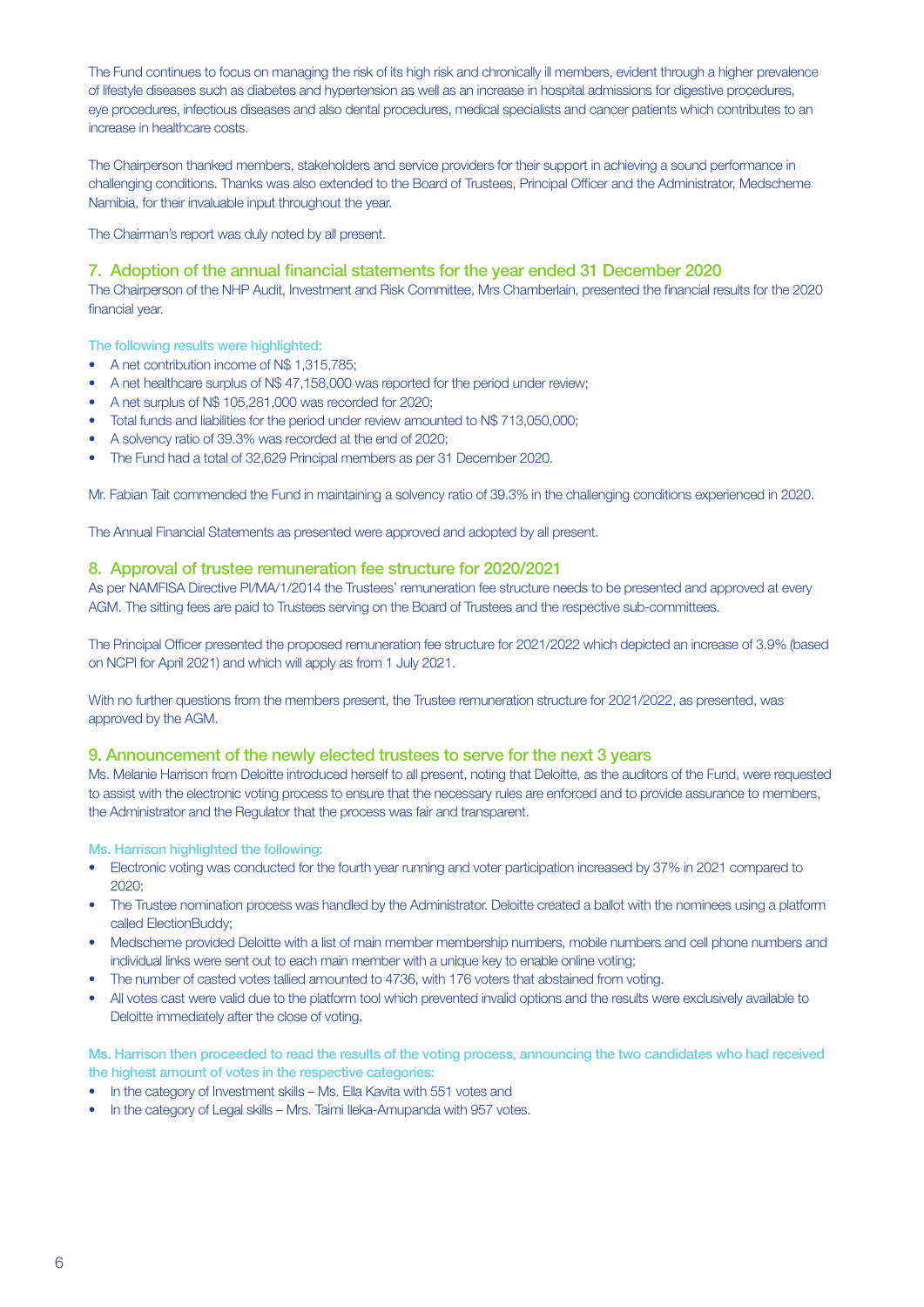The Fund continues to focus on managing the risk of its high risk and chronically ill members, evident through a higher prevalence of lifestyle diseases such as diabetes and hypertension as well as an increase in hospital admissions for digestive procedures, eye procedures, infectious diseases and also dental procedures, medical specialists and cancer patients which contributes to an increase in healthcare costs.

The Chairperson thanked members, stakeholders and service providers for their support in achieving a sound performance in challenging conditions. Thanks was also extended to the Board of Trustees, Principal Officer and the Administrator, Medscheme Namibia, for their invaluable input throughout the year.

The Chairman's report was duly noted by all present.

## 7. Adoption of the annual financial statements for the year ended 31 December 2020

The Chairperson of the NHP Audit, Investment and Risk Committee, Mrs Chamberlain, presented the financial results for the 2020 financial year.

### The following results were highlighted:

- A net contribution income of N$ 1,315,785;
- A net healthcare surplus of N$ 47,158,000 was reported for the period under review;
- A net surplus of N$ 105,281,000 was recorded for 2020;
- Total funds and liabilities for the period under review amounted to N$ 713,050,000;
- A solvency ratio of 39.3% was recorded at the end of 2020;
- The Fund had a total of 32,629 Principal members as per 31 December 2020.

Mr. Fabian Tait commended the Fund in maintaining a solvency ratio of 39.3% in the challenging conditions experienced in 2020.

The Annual Financial Statements as presented were approved and adopted by all present.

## 8. Approval of trustee remuneration fee structure for 2020/2021

As per NAMFISA Directive PI/MA/1/2014 the Trustees' remuneration fee structure needs to be presented and approved at every AGM. The sitting fees are paid to Trustees serving on the Board of Trustees and the respective sub-committees.

The Principal Officer presented the proposed remuneration fee structure for 2021/2022 which depicted an increase of 3.9% (based on NCPI for April 2021) and which will apply as from 1 July 2021.

With no further questions from the members present, the Trustee remuneration structure for 2021/2022, as presented, was approved by the AGM.

## 9. Announcement of the newly elected trustees to serve for the next 3 years

Ms. Melanie Harrison from Deloitte introduced herself to all present, noting that Deloitte, as the auditors of the Fund, were requested to assist with the electronic voting process to ensure that the necessary rules are enforced and to provide assurance to members, the Administrator and the Regulator that the process was fair and transparent.

### Ms. Harrison highlighted the following:

- Electronic voting was conducted for the fourth year running and voter participation increased by 37% in 2021 compared to 2020;
- The Trustee nomination process was handled by the Administrator. Deloitte created a ballot with the nominees using a platform called ElectionBuddy;
- Medscheme provided Deloitte with a list of main member membership numbers, mobile numbers and cell phone numbers and individual links were sent out to each main member with a unique key to enable online voting;
- The number of casted votes tallied amounted to 4736, with 176 voters that abstained from voting.
- All votes cast were valid due to the platform tool which prevented invalid options and the results were exclusively available to Deloitte immediately after the close of voting.

### Ms. Harrison then proceeded to read the results of the voting process, announcing the two candidates who had received the highest amount of votes in the respective categories:

- In the category of Investment skills – Ms. Ella Kavita with 551 votes and
- In the category of Legal skills – Mrs. Taimi Ileka-Amupanda with 957 votes.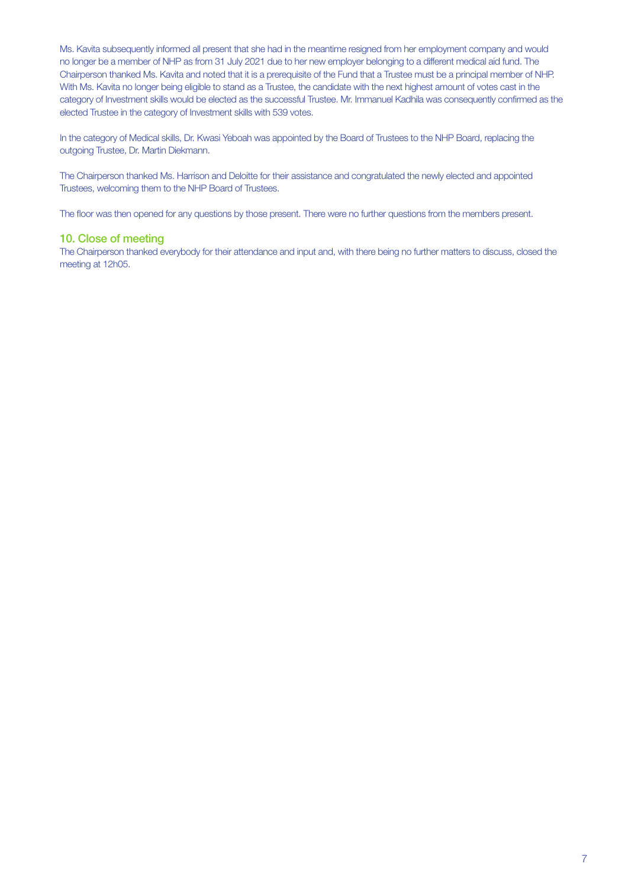Ms. Kavita subsequently informed all present that she had in the meantime resigned from her employment company and would no longer be a member of NHP as from 31 July 2021 due to her new employer belonging to a different medical aid fund. The Chairperson thanked Ms. Kavita and noted that it is a prerequisite of the Fund that a Trustee must be a principal member of NHP. With Ms. Kavita no longer being eligible to stand as a Trustee, the candidate with the next highest amount of votes cast in the category of Investment skills would be elected as the successful Trustee. Mr. Immanuel Kadhila was consequently confirmed as the elected Trustee in the category of Investment skills with 539 votes.

In the category of Medical skills, Dr. Kwasi Yeboah was appointed by the Board of Trustees to the NHP Board, replacing the outgoing Trustee, Dr. Martin Diekmann.

The Chairperson thanked Ms. Harrison and Deloitte for their assistance and congratulated the newly elected and appointed Trustees, welcoming them to the NHP Board of Trustees.

The floor was then opened for any questions by those present. There were no further questions from the members present.

## 10. Close of meeting

The Chairperson thanked everybody for their attendance and input and, with there being no further matters to discuss, closed the meeting at 12h05.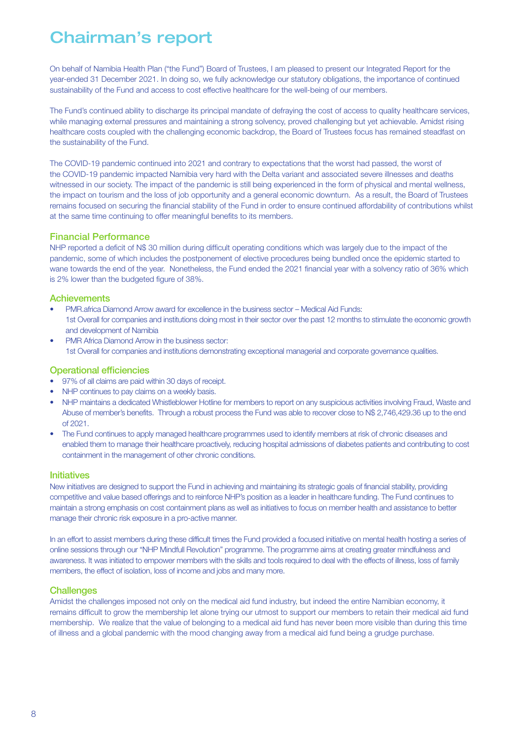# Chairman's report

On behalf of Namibia Health Plan ("the Fund") Board of Trustees, I am pleased to present our Integrated Report for the year-ended 31 December 2021. In doing so, we fully acknowledge our statutory obligations, the importance of continued sustainability of the Fund and access to cost effective healthcare for the well-being of our members.

The Fund's continued ability to discharge its principal mandate of defraying the cost of access to quality healthcare services, while managing external pressures and maintaining a strong solvency, proved challenging but yet achievable. Amidst rising healthcare costs coupled with the challenging economic backdrop, the Board of Trustees focus has remained steadfast on the sustainability of the Fund.

The COVID-19 pandemic continued into 2021 and contrary to expectations that the worst had passed, the worst of the COVID-19 pandemic impacted Namibia very hard with the Delta variant and associated severe illnesses and deaths witnessed in our society. The impact of the pandemic is still being experienced in the form of physical and mental wellness, the impact on tourism and the loss of job opportunity and a general economic downturn. As a result, the Board of Trustees remains focused on securing the financial stability of the Fund in order to ensure continued affordability of contributions whilst at the same time continuing to offer meaningful benefits to its members.

## Financial Performance

NHP reported a deficit of N$ 30 million during difficult operating conditions which was largely due to the impact of the pandemic, some of which includes the postponement of elective procedures being bundled once the epidemic started to wane towards the end of the year. Nonetheless, the Fund ended the 2021 financial year with a solvency ratio of 36% which is 2% lower than the budgeted figure of 38%.

## Achievements

- PMR.africa Diamond Arrow award for excellence in the business sector – Medical Aid Funds:
  1st Overall for companies and institutions doing most in their sector over the past 12 months to stimulate the economic growth and development of Namibia
- PMR Africa Diamond Arrow in the business sector:
  1st Overall for companies and institutions demonstrating exceptional managerial and corporate governance qualities.

## Operational efficiencies

- 97% of all claims are paid within 30 days of receipt.
- NHP continues to pay claims on a weekly basis.
- NHP maintains a dedicated Whistleblower Hotline for members to report on any suspicious activities involving Fraud, Waste and Abuse of member's benefits. Through a robust process the Fund was able to recover close to N$ 2,746,429.36 up to the end of 2021.
- The Fund continues to apply managed healthcare programmes used to identify members at risk of chronic diseases and enabled them to manage their healthcare proactively, reducing hospital admissions of diabetes patients and contributing to cost containment in the management of other chronic conditions.

## Initiatives

New initiatives are designed to support the Fund in achieving and maintaining its strategic goals of financial stability, providing competitive and value based offerings and to reinforce NHP's position as a leader in healthcare funding. The Fund continues to maintain a strong emphasis on cost containment plans as well as initiatives to focus on member health and assistance to better manage their chronic risk exposure in a pro-active manner.

In an effort to assist members during these difficult times the Fund provided a focused initiative on mental health hosting a series of online sessions through our "NHP Mindfull Revolution" programme. The programme aims at creating greater mindfulness and awareness. It was initiated to empower members with the skills and tools required to deal with the effects of illness, loss of family members, the effect of isolation, loss of income and jobs and many more.

## Challenges

Amidst the challenges imposed not only on the medical aid fund industry, but indeed the entire Namibian economy, it remains difficult to grow the membership let alone trying our utmost to support our members to retain their medical aid fund membership. We realize that the value of belonging to a medical aid fund has never been more visible than during this time of illness and a global pandemic with the mood changing away from a medical aid fund being a grudge purchase.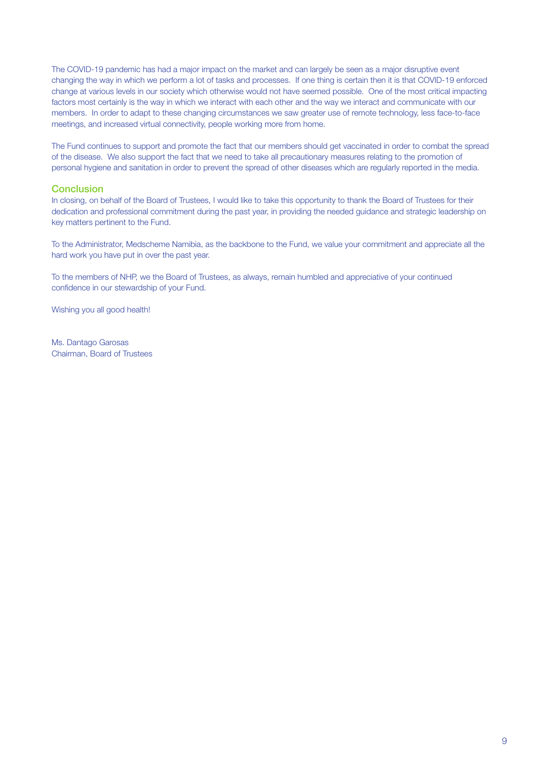The COVID-19 pandemic has had a major impact on the market and can largely be seen as a major disruptive event changing the way in which we perform a lot of tasks and processes. If one thing is certain then it is that COVID-19 enforced change at various levels in our society which otherwise would not have seemed possible. One of the most critical impacting factors most certainly is the way in which we interact with each other and the way we interact and communicate with our members. In order to adapt to these changing circumstances we saw greater use of remote technology, less face-to-face meetings, and increased virtual connectivity, people working more from home.

The Fund continues to support and promote the fact that our members should get vaccinated in order to combat the spread of the disease. We also support the fact that we need to take all precautionary measures relating to the promotion of personal hygiene and sanitation in order to prevent the spread of other diseases which are regularly reported in the media.

## Conclusion

In closing, on behalf of the Board of Trustees, I would like to take this opportunity to thank the Board of Trustees for their dedication and professional commitment during the past year, in providing the needed guidance and strategic leadership on key matters pertinent to the Fund.

To the Administrator, Medscheme Namibia, as the backbone to the Fund, we value your commitment and appreciate all the hard work you have put in over the past year.

To the members of NHP, we the Board of Trustees, as always, remain humbled and appreciative of your continued confidence in our stewardship of your Fund.

Wishing you all good health!

Ms. Dantago Garosas
Chairman, Board of Trustees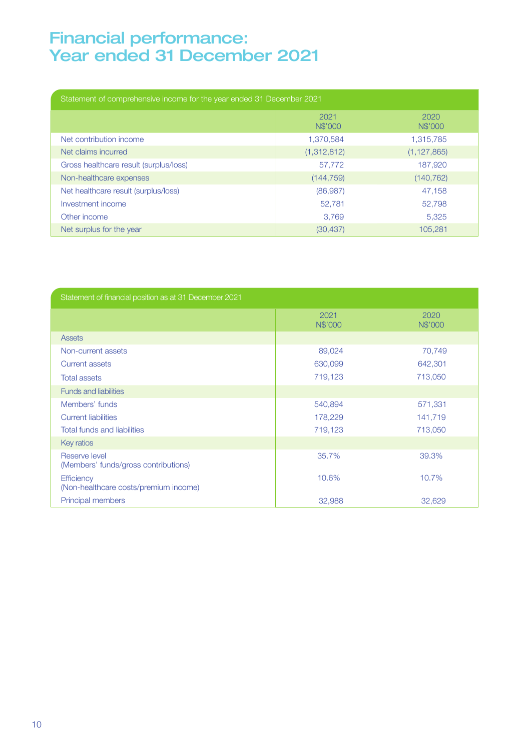# Financial performance: Year ended 31 December 2021

| Statement of comprehensive income for the year ended 31 December 2021 | | |
|---|---|---|
| | 2021 N$'000 | 2020 N$'000 |
| Net contribution income | 1,370,584 | 1,315,785 |
| Net claims incurred | (1,312,812) | (1,127,865) |
| Gross healthcare result (surplus/loss) | 57,772 | 187,920 |
| Non-healthcare expenses | (144,759) | (140,762) |
| Net healthcare result (surplus/loss) | (86,987) | 47,158 |
| Investment income | 52,781 | 52,798 |
| Other income | 3,769 | 5,325 |
| Net surplus for the year | (30,437) | 105,281 |

| Statement of financial position as at 31 December 2021 | | |
|---|---|---|
| | 2021 N$'000 | 2020 N$'000 |
| Assets | | |
| Non-current assets | 89,024 | 70,749 |
| Current assets | 630,099 | 642,301 |
| Total assets | 719,123 | 713,050 |
| Funds and liabilities | | |
| Members' funds | 540,894 | 571,331 |
| Current liabilities | 178,229 | 141,719 |
| Total funds and liabilities | 719,123 | 713,050 |
| Key ratios | | |
| Reserve level (Members' funds/gross contributions) | 35.7% | 39.3% |
| Efficiency (Non-healthcare costs/premium income) | 10.6% | 10.7% |
| Principal members | 32,988 | 32,629 |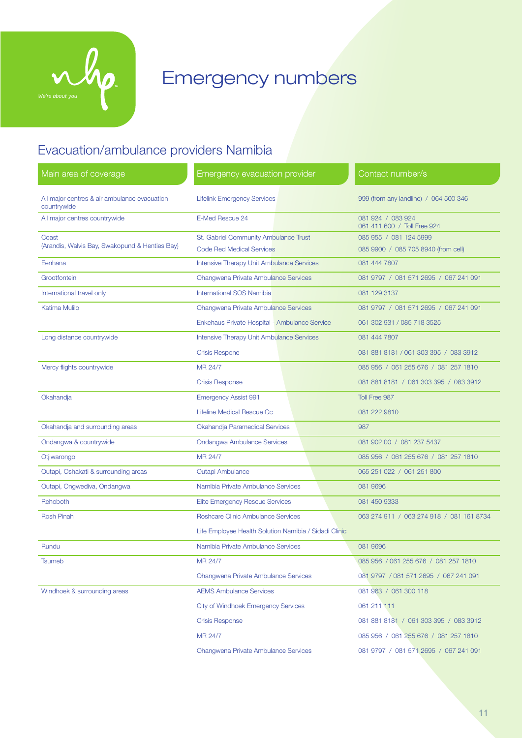# Emergency numbers

## Evacuation/ambulance providers Namibia

| Main area of coverage | Emergency evacuation provider | Contact number/s |
|---|---|---|
| All major centres & air ambulance evacuation countrywide | Lifelink Emergency Services | 999 (from any landline) / 064 500 346 |
| All major centres countrywide | E-Med Rescue 24 | 081 924 / 083 924<br>061 411 600 / Toll Free 924 |
| Coast<br>(Arandis, Walvis Bay, Swakopund & Henties Bay) | St. Gabriel Community Ambulance Trust | 085 955 / 081 124 5999 |
| | Code Red Medical Services | 085 9900 / 085 705 8940 (from cell) |
| Eenhana | Intensive Therapy Unit Ambulance Services | 081 444 7807 |
| Grootfontein | Ohangwena Private Ambulance Services | 081 9797 / 081 571 2695 / 067 241 091 |
| International travel only | International SOS Namibia | 081 129 3137 |
| Katima Mulilo | Ohangwena Private Ambulance Services | 081 9797 / 081 571 2695 / 067 241 091 |
| | Enkehaus Private Hospital - Ambulance Service | 061 302 931 / 085 718 3525 |
| Long distance countrywide | Intensive Therapy Unit Ambulance Services | 081 444 7807 |
| | Crisis Respone | 081 881 8181 / 061 303 395 / 083 3912 |
| Mercy flights countrywide | MR 24/7 | 085 956 / 061 255 676 / 081 257 1810 |
| | Crisis Response | 081 881 8181 / 061 303 395 / 083 3912 |
| Okahandja | Emergency Assist 991 | Toll Free 987 |
| | Lifeline Medical Rescue Cc | 081 222 9810 |
| Okahandja and surrounding areas | Okahandja Paramedical Services | 987 |
| Ondangwa & countrywide | Ondangwa Ambulance Services | 081 902 00 / 081 237 5437 |
| Otjiwarongo | MR 24/7 | 085 956 / 061 255 676 / 081 257 1810 |
| Outapi, Oshakati & surrounding areas | Outapi Ambulance | 065 251 022 / 061 251 800 |
| Outapi, Ongwediva, Ondangwa | Namibia Private Ambulance Services | 081 9696 |
| Rehoboth | Elite Emergency Rescue Services | 081 450 9333 |
| Rosh Pinah | Roshcare Clinic Ambulance Services | 063 274 911 / 063 274 918 / 081 161 8734 |
| | Life Employee Health Solution Namibia / Sidadi Clinic | |
| Rundu | Namibia Private Ambulance Services | 081 9696 |
| Tsumeb | MR 24/7 | 085 956 / 061 255 676 / 081 257 1810 |
| | Ohangwena Private Ambulance Services | 081 9797 / 081 571 2695 / 067 241 091 |
| Windhoek & surrounding areas | AEMS Ambulance Services | 081 963 / 061 300 118 |
| | City of Windhoek Emergency Services | 061 211 111 |
| | Crisis Response | 081 881 8181 / 061 303 395 / 083 3912 |
| | MR 24/7 | 085 956 / 061 255 676 / 081 257 1810 |
| | Ohangwena Private Ambulance Services | 081 9797 / 081 571 2695 / 067 241 091 |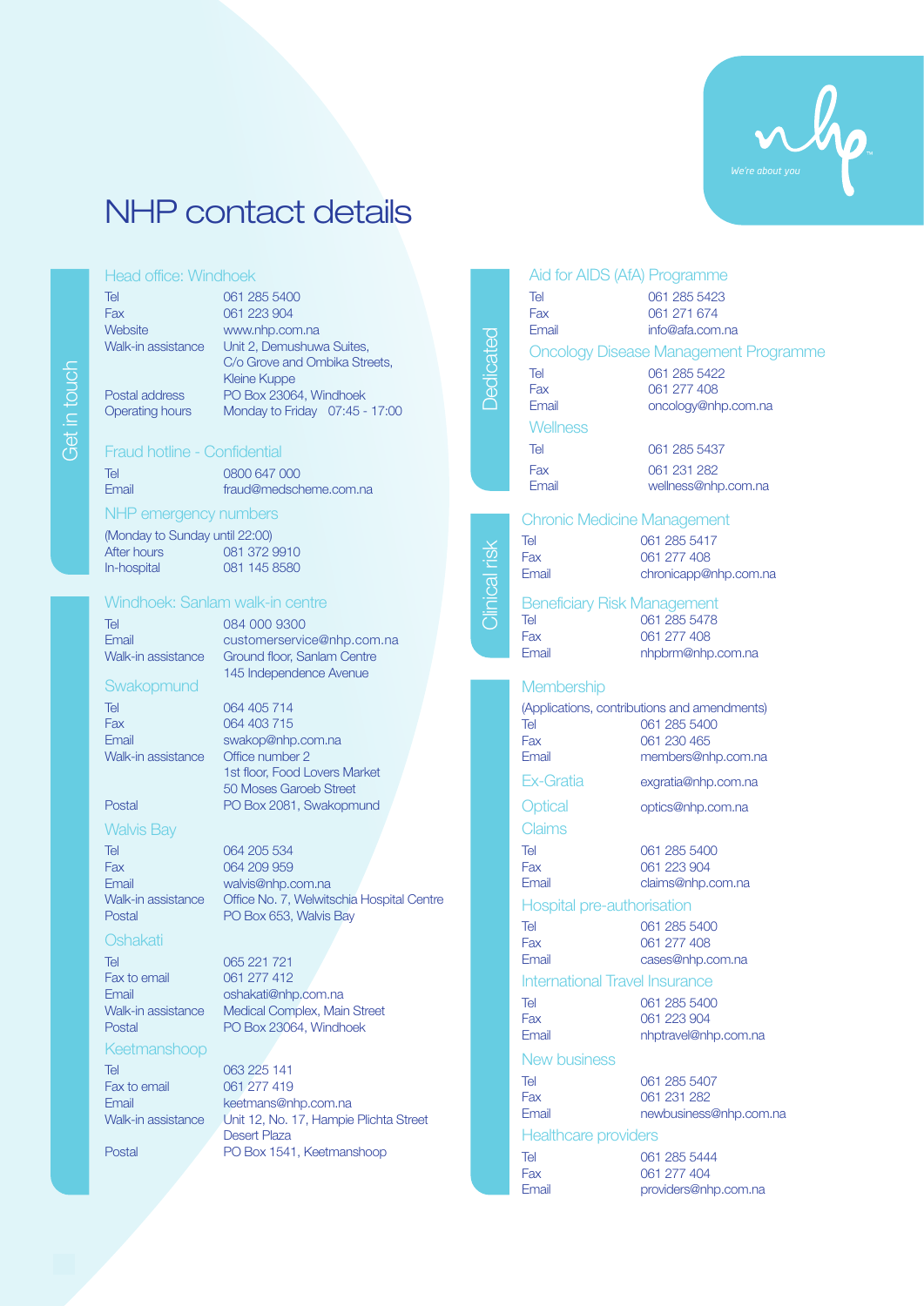# NHP contact details

## Get in touch

### Head office: Windhoek

| | |
|---|---|
| Tel | 061 285 5400 |
| Fax | 061 223 904 |
| Website | www.nhp.com.na |
| Walk-in assistance | Unit 2, Demushuwa Suites, C/o Grove and Ombika Streets, Kleine Kuppe |
| Postal address | PO Box 23064, Windhoek |
| Operating hours | Monday to Friday 07:45 - 17:00 |

### Fraud hotline - Confidential

| | |
|---|---|
| Tel | 0800 647 000 |
| Email | fraud@medscheme.com.na |

### NHP emergency numbers

(Monday to Sunday until 22:00)

| | |
|---|---|
| After hours | 081 372 9910 |
| In-hospital | 081 145 8580 |

### Windhoek: Sanlam walk-in centre

| | |
|---|---|
| Tel | 084 000 9300 |
| Email | customerservice@nhp.com.na |
| Walk-in assistance | Ground floor, Sanlam Centre 145 Independence Avenue |

### Swakopmund

| | |
|---|---|
| Tel | 064 405 714 |
| Fax | 064 403 715 |
| Email | swakop@nhp.com.na |
| Walk-in assistance | Office number 2 1st floor, Food Lovers Market 50 Moses Garoeb Street |
| Postal | PO Box 2081, Swakopmund |

### Walvis Bay

| | |
|---|---|
| Tel | 064 205 534 |
| Fax | 064 209 959 |
| Email | walvis@nhp.com.na |
| Walk-in assistance | Office No. 7, Welwitschia Hospital Centre |
| Postal | PO Box 653, Walvis Bay |

### Oshakati

| | |
|---|---|
| Tel | 065 221 721 |
| Fax to email | 061 277 412 |
| Email | oshakati@nhp.com.na |
| Walk-in assistance | Medical Complex, Main Street |
| Postal | PO Box 23064, Windhoek |

### Keetmanshoop

| | |
|---|---|
| Tel | 063 225 141 |
| Fax to email | 061 277 419 |
| Email | keetmans@nhp.com.na |
| Walk-in assistance | Unit 12, No. 17, Hampie Plichta Street Desert Plaza |
| Postal | PO Box 1541, Keetmanshoop |

## Dedicated

### Aid for AIDS (AfA) Programme

| | |
|---|---|
| Tel | 061 285 5423 |
| Fax | 061 271 674 |
| Email | info@afa.com.na |

### Oncology Disease Management Programme

| | |
|---|---|
| Tel | 061 285 5422 |
| Fax | 061 277 408 |
| Email | oncology@nhp.com.na |

### Wellness

| | |
|---|---|
| Tel | 061 285 5437 |
| Fax | 061 231 282 |
| Email | wellness@nhp.com.na |

## Clinical risk

### Chronic Medicine Management

| | |
|---|---|
| Tel | 061 285 5417 |
| Fax | 061 277 408 |
| Email | chronicapp@nhp.com.na |

### Beneficiary Risk Management

| | |
|---|---|
| Tel | 061 285 5478 |
| Fax | 061 277 408 |
| Email | nhpbrm@nhp.com.na |

### Membership

(Applications, contributions and amendments)

| | |
|---|---|
| Tel | 061 285 5400 |
| Fax | 061 230 465 |
| Email | members@nhp.com.na |

### Ex-Gratia

exgratia@nhp.com.na

### Optical

optics@nhp.com.na

### Claims

| | |
|---|---|
| Tel | 061 285 5400 |
| Fax | 061 223 904 |
| Email | claims@nhp.com.na |

### Hospital pre-authorisation

| | |
|---|---|
| Tel | 061 285 5400 |
| Fax | 061 277 408 |
| Email | cases@nhp.com.na |

### International Travel Insurance

| | |
|---|---|
| Tel | 061 285 5400 |
| Fax | 061 223 904 |
| Email | nhptravel@nhp.com.na |

### New business

| | |
|---|---|
| Tel | 061 285 5407 |
| Fax | 061 231 282 |
| Email | newbusiness@nhp.com.na |

### Healthcare providers

| | |
|---|---|
| Tel | 061 285 5444 |
| Fax | 061 277 404 |
| Email | providers@nhp.com.na |